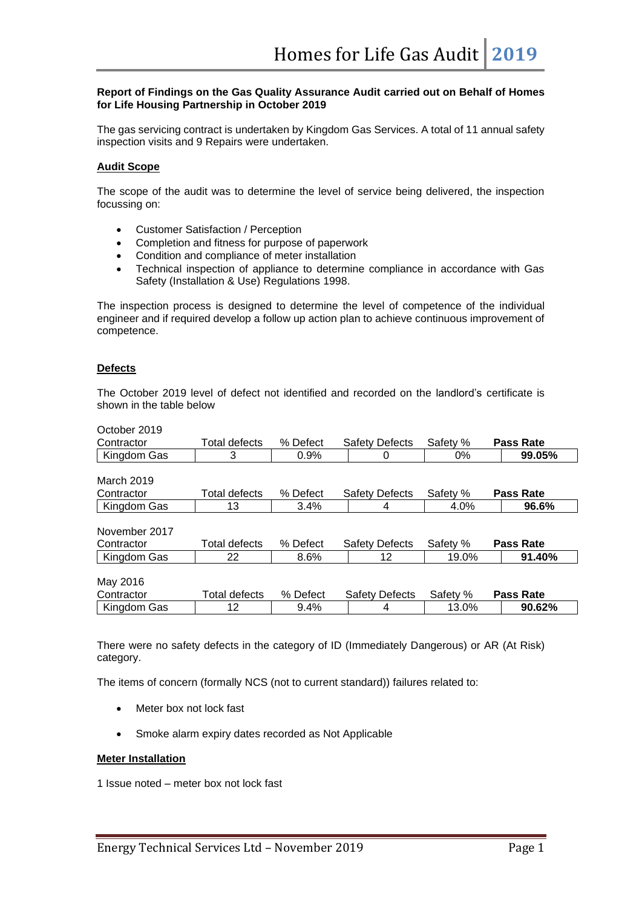**Report of Findings on the Gas Quality Assurance Audit carried out on Behalf of Homes for Life Housing Partnership in October 2019**

The gas servicing contract is undertaken by Kingdom Gas Services. A total of 11 annual safety inspection visits and 9 Repairs were undertaken.

## Audit Scope

The scope of the audit was to determine the level of service being delivered, the inspection focussing on:

- Customer Satisfaction / Perception
- Completion and fitness for purpose of paperwork
- Condition and compliance of meter installation
- Technical inspection of appliance to determine compliance in accordance with Gas Safety (Installation & Use) Regulations 1998.

The inspection process is designed to determine the level of competence of the individual engineer and if required develop a follow up action plan to achieve continuous improvement of competence.

## Defects

The October 2019 level of defect not identified and recorded on the landlord's certificate is shown in the table below

October 2019

| Contractor | Total defects | % Defect | Safety Defects | Safety % | **Pass Rate** |
|---|---|---|---|---|---|
| Kingdom Gas | 3 | 0.9% | 0 | 0% | **99.05%** |

March 2019

| Contractor | Total defects | % Defect | Safety Defects | Safety % | **Pass Rate** |
|---|---|---|---|---|---|
| Kingdom Gas | 13 | 3.4% | 4 | 4.0% | **96.6%** |

November 2017

| Contractor | Total defects | % Defect | Safety Defects | Safety % | **Pass Rate** |
|---|---|---|---|---|---|
| Kingdom Gas | 22 | 8.6% | 12 | 19.0% | **91.40%** |

May 2016

| Contractor | Total defects | % Defect | Safety Defects | Safety % | **Pass Rate** |
|---|---|---|---|---|---|
| Kingdom Gas | 12 | 9.4% | 4 | 13.0% | **90.62%** |

There were no safety defects in the category of ID (Immediately Dangerous) or AR (At Risk) category.

The items of concern (formally NCS (not to current standard)) failures related to:

- Meter box not lock fast
- Smoke alarm expiry dates recorded as Not Applicable

## Meter Installation

1 Issue noted – meter box not lock fast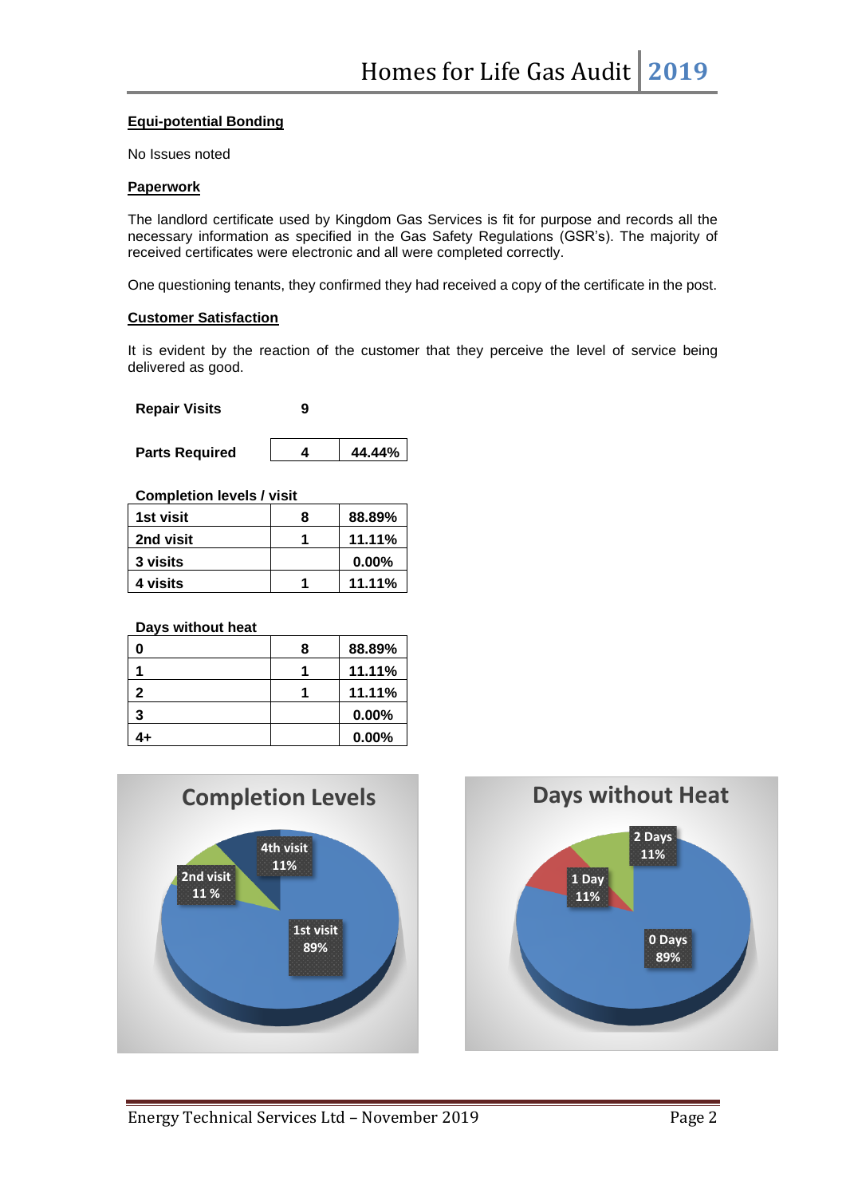**Equi-potential Bonding**

No Issues noted

**Paperwork**

The landlord certificate used by Kingdom Gas Services is fit for purpose and records all the necessary information as specified in the Gas Safety Regulations (GSR's). The majority of received certificates were electronic and all were completed correctly.

One questioning tenants, they confirmed they had received a copy of the certificate in the post.

**Customer Satisfaction**

It is evident by the reaction of the customer that they perceive the level of service being delivered as good.

**Repair Visits** 9

| **Parts Required** | **4** | **44.44%** |
|---|---|---|

**Completion levels / visit**

| | | |
|---|---|---|
| **1st visit** | **8** | **88.89%** |
| **2nd visit** | **1** | **11.11%** |
| **3 visits** | | **0.00%** |
| **4 visits** | **1** | **11.11%** |

**Days without heat**

| | | |
|---|---|---|
| **0** | **8** | **88.89%** |
| **1** | **1** | **11.11%** |
| **2** | **1** | **11.11%** |
| **3** | | **0.00%** |
| **4+** | | **0.00%** |

**Completion Levels**

- 1st visit 89%
- 2nd visit 11 %
- 4th visit 11%

**Days without Heat**

- 0 Days 89%
- 1 Day 11%
- 2 Days 11%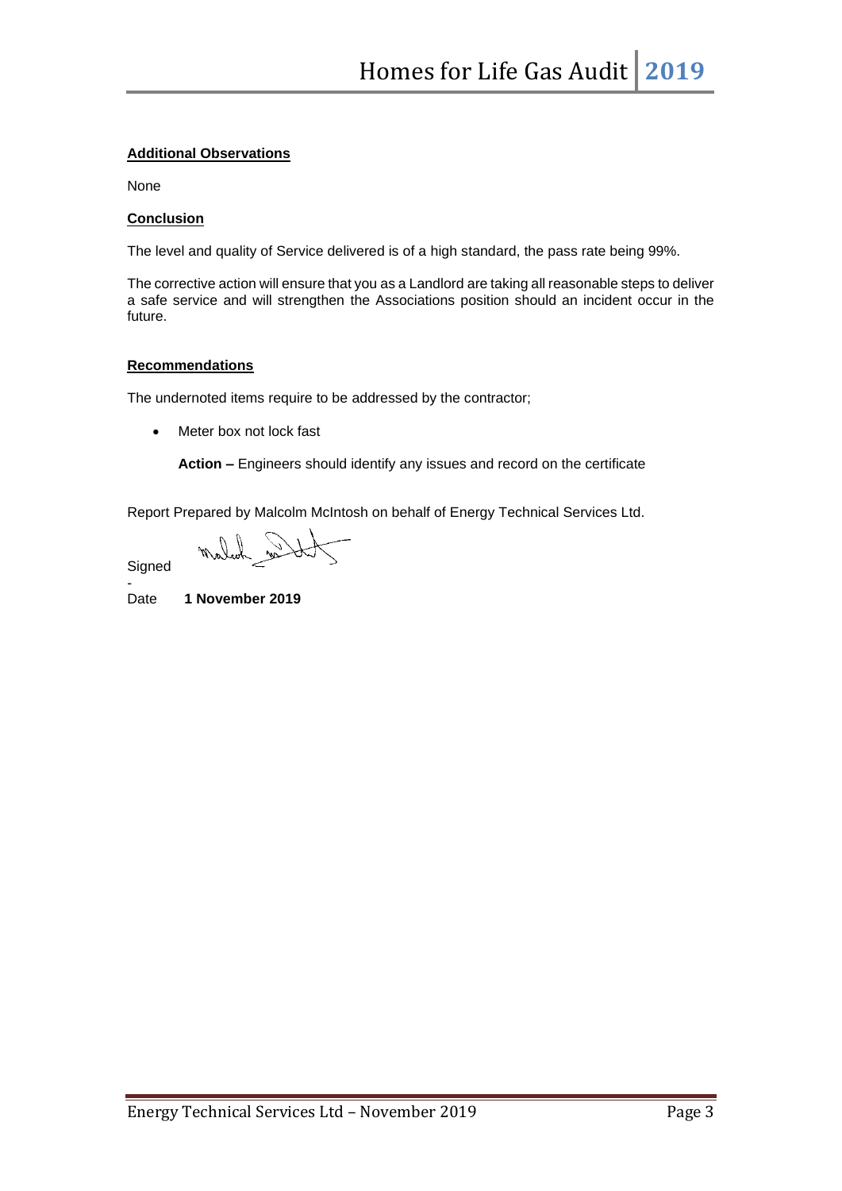**Additional Observations**

None

**Conclusion**

The level and quality of Service delivered is of a high standard, the pass rate being 99%.

The corrective action will ensure that you as a Landlord are taking all reasonable steps to deliver a safe service and will strengthen the Associations position should an incident occur in the future.

**Recommendations**

The undernoted items require to be addressed by the contractor;

- Meter box not lock fast

  **Action –** Engineers should identify any issues and record on the certificate

Report Prepared by Malcolm McIntosh on behalf of Energy Technical Services Ltd.

Signed

-

Date **1 November 2019**